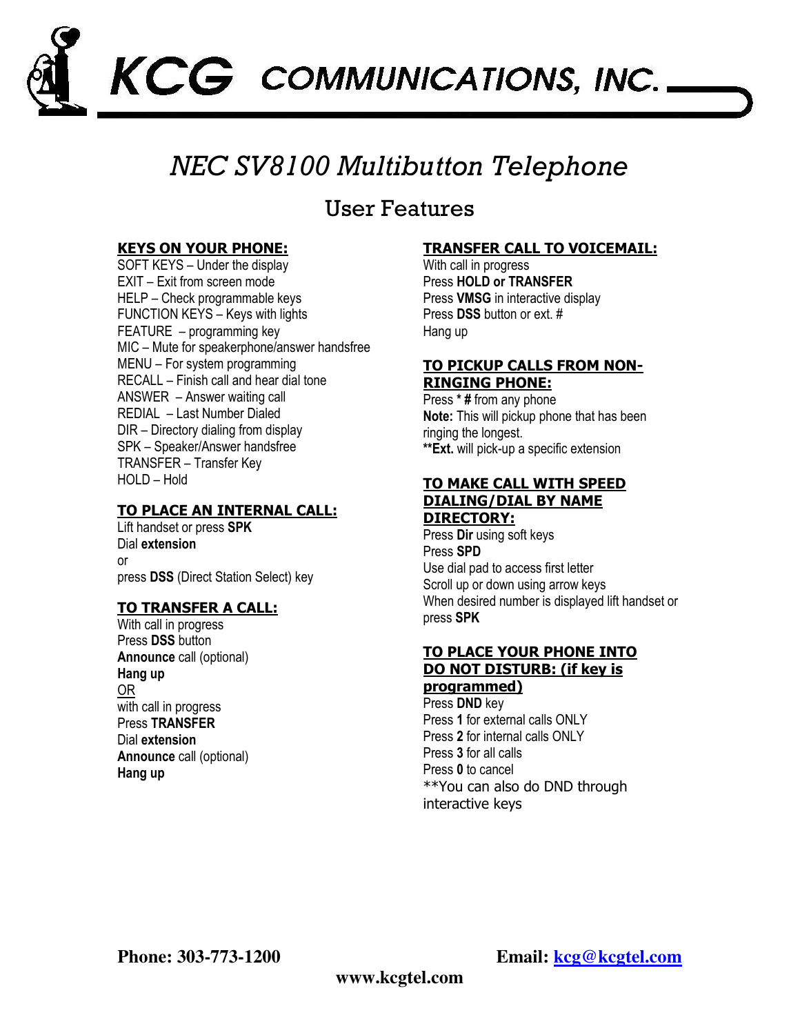# KCG COMMUNICATIONS, INC.

# *NEC SV8100 Multibutton Telephone*

## User Features

### KEYS ON YOUR PHONE:

SOFT KEYS – Under the display
EXIT – Exit from screen mode
HELP – Check programmable keys
FUNCTION KEYS – Keys with lights
FEATURE – programming key
MIC – Mute for speakerphone/answer handsfree
MENU – For system programming
RECALL – Finish call and hear dial tone
ANSWER – Answer waiting call
REDIAL – Last Number Dialed
DIR – Directory dialing from display
SPK – Speaker/Answer handsfree
TRANSFER – Transfer Key
HOLD – Hold

### TO PLACE AN INTERNAL CALL:

Lift handset or press **SPK**
Dial **extension**
or
press **DSS** (Direct Station Select) key

### TO TRANSFER A CALL:

With call in progress
Press **DSS** button
**Announce** call (optional)
**Hang up**
OR
with call in progress
Press **TRANSFER**
Dial **extension**
**Announce** call (optional)
**Hang up**

### TRANSFER CALL TO VOICEMAIL:

With call in progress
Press **HOLD or TRANSFER**
Press **VMSG** in interactive display
Press **DSS** button or ext. #
Hang up

### TO PICKUP CALLS FROM NON-RINGING PHONE:

Press *** #** from any phone
**Note:** This will pickup phone that has been ringing the longest.
****Ext.** will pick-up a specific extension

### TO MAKE CALL WITH SPEED DIALING/DIAL BY NAME DIRECTORY:

Press **Dir** using soft keys
Press **SPD**
Use dial pad to access first letter
Scroll up or down using arrow keys
When desired number is displayed lift handset or press **SPK**

### TO PLACE YOUR PHONE INTO DO NOT DISTURB: (if key is programmed)

Press **DND** key
Press **1** for external calls ONLY
Press **2** for internal calls ONLY
Press **3** for all calls
Press **0** to cancel
**You can also do DND through interactive keys

**Phone: 303-773-1200** **Email: kcg@kcgtel.com**

**www.kcgtel.com**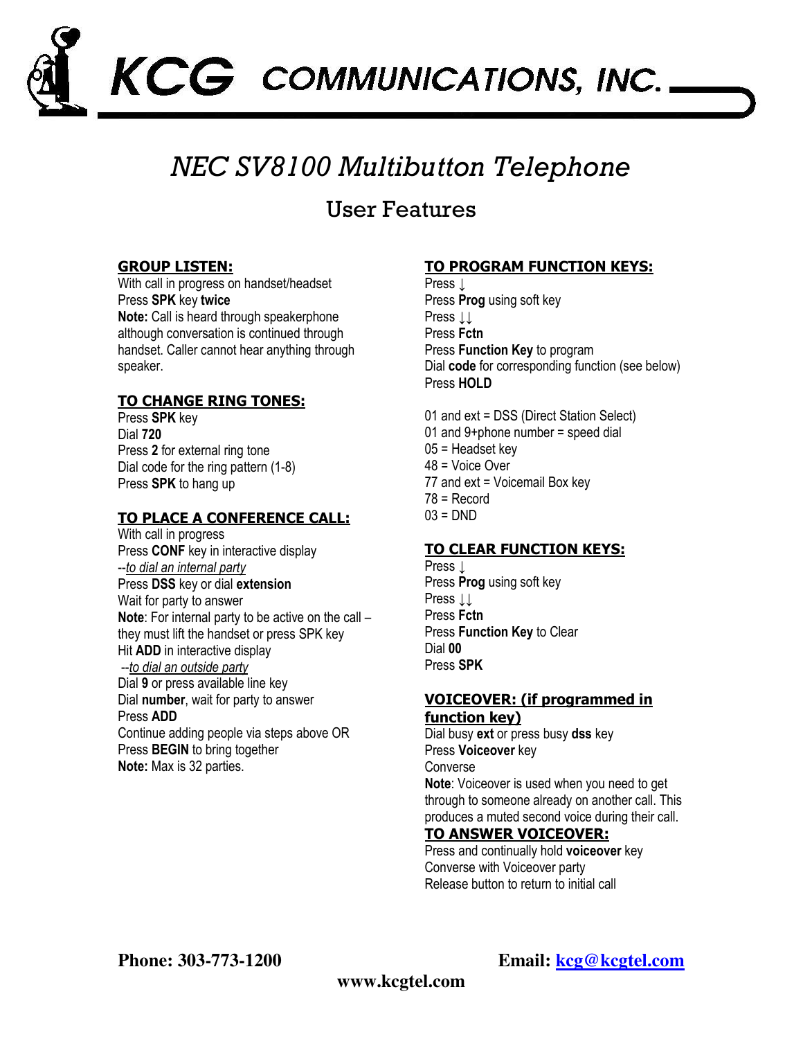# KCG COMMUNICATIONS, INC.

## *NEC SV8100 Multibutton Telephone*

## User Features

### GROUP LISTEN:

With call in progress on handset/headset
Press **SPK** key **twice**
**Note:** Call is heard through speakerphone although conversation is continued through handset. Caller cannot hear anything through speaker.

### TO CHANGE RING TONES:

Press **SPK** key
Dial **720**
Press **2** for external ring tone
Dial code for the ring pattern (1-8)
Press **SPK** to hang up

### TO PLACE A CONFERENCE CALL:

With call in progress
Press **CONF** key in interactive display
--*to dial an internal party*
Press **DSS** key or dial **extension**
Wait for party to answer
**Note**: For internal party to be active on the call – they must lift the handset or press SPK key
Hit **ADD** in interactive display
--*to dial an outside party*
Dial **9** or press available line key
Dial **number**, wait for party to answer
Press **ADD**
Continue adding people via steps above OR
Press **BEGIN** to bring together
**Note:** Max is 32 parties.

### TO PROGRAM FUNCTION KEYS:

Press ↓
Press **Prog** using soft key
Press ↓↓
Press **Fctn**
Press **Function Key** to program
Dial **code** for corresponding function (see below)
Press **HOLD**

01 and ext = DSS (Direct Station Select)
01 and 9+phone number = speed dial
05 = Headset key
48 = Voice Over
77 and ext = Voicemail Box key
78 = Record
03 = DND

### TO CLEAR FUNCTION KEYS:

Press ↓
Press **Prog** using soft key
Press ↓↓
Press **Fctn**
Press **Function Key** to Clear
Dial **00**
Press **SPK**

### VOICEOVER: (if programmed in function key)

Dial busy **ext** or press busy **dss** key
Press **Voiceover** key
Converse
**Note**: Voiceover is used when you need to get through to someone already on another call. This produces a muted second voice during their call.

### TO ANSWER VOICEOVER:

Press and continually hold **voiceover** key
Converse with Voiceover party
Release button to return to initial call

**Phone: 303-773-1200** **Email: kcg@kcgtel.com**

**www.kcgtel.com**